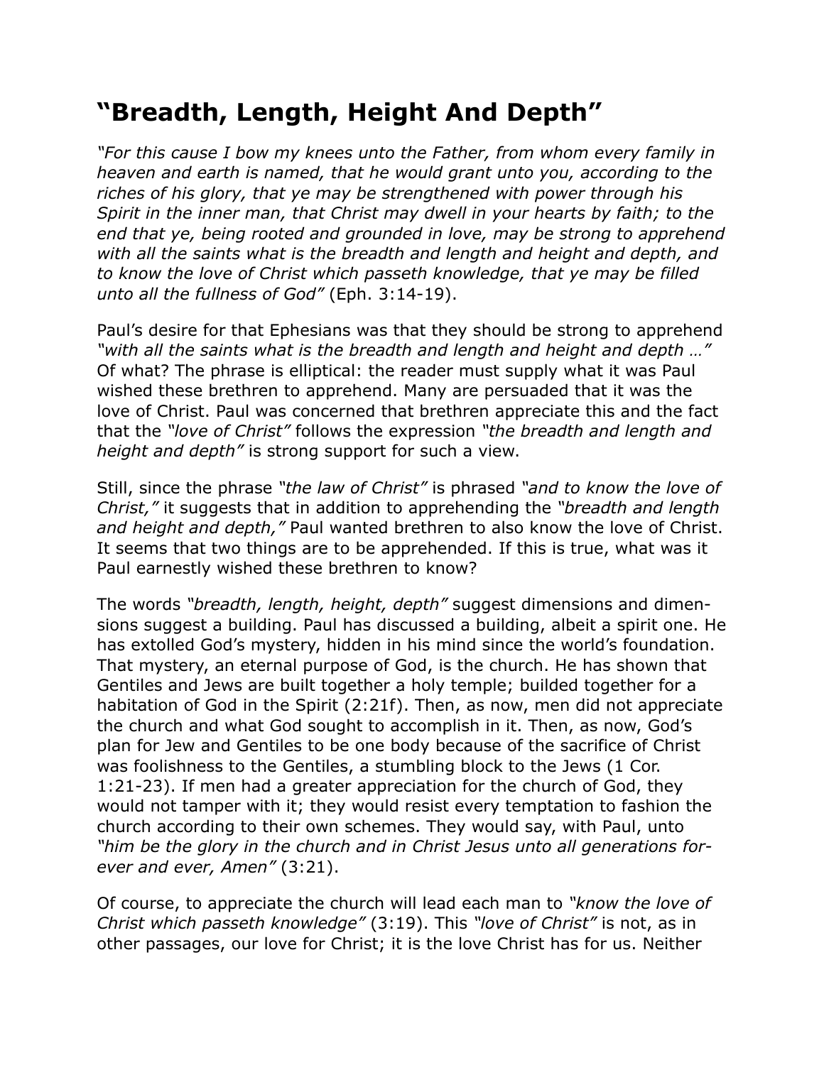# "Breadth, Length, Height And Depth"

*"For this cause I bow my knees unto the Father, from whom every family in heaven and earth is named, that he would grant unto you, according to the riches of his glory, that ye may be strengthened with power through his Spirit in the inner man, that Christ may dwell in your hearts by faith; to the end that ye, being rooted and grounded in love, may be strong to apprehend with all the saints what is the breadth and length and height and depth, and to know the love of Christ which passeth knowledge, that ye may be filled unto all the fullness of God"* (Eph. 3:14-19).

Paul's desire for that Ephesians was that they should be strong to apprehend *"with all the saints what is the breadth and length and height and depth …"* Of what? The phrase is elliptical: the reader must supply what it was Paul wished these brethren to apprehend. Many are persuaded that it was the love of Christ. Paul was concerned that brethren appreciate this and the fact that the *"love of Christ"* follows the expression *"the breadth and length and height and depth"* is strong support for such a view.

Still, since the phrase *"the law of Christ"* is phrased *"and to know the love of Christ,"* it suggests that in addition to apprehending the *"breadth and length and height and depth,"* Paul wanted brethren to also know the love of Christ. It seems that two things are to be apprehended. If this is true, what was it Paul earnestly wished these brethren to know?

The words *"breadth, length, height, depth"* suggest dimensions and dimensions suggest a building. Paul has discussed a building, albeit a spirit one. He has extolled God's mystery, hidden in his mind since the world's foundation. That mystery, an eternal purpose of God, is the church. He has shown that Gentiles and Jews are built together a holy temple; builded together for a habitation of God in the Spirit (2:21f). Then, as now, men did not appreciate the church and what God sought to accomplish in it. Then, as now, God's plan for Jew and Gentiles to be one body because of the sacrifice of Christ was foolishness to the Gentiles, a stumbling block to the Jews (1 Cor. 1:21-23). If men had a greater appreciation for the church of God, they would not tamper with it; they would resist every temptation to fashion the church according to their own schemes. They would say, with Paul, unto *"him be the glory in the church and in Christ Jesus unto all generations forever and ever, Amen"* (3:21).

Of course, to appreciate the church will lead each man to *"know the love of Christ which passeth knowledge"* (3:19). This *"love of Christ"* is not, as in other passages, our love for Christ; it is the love Christ has for us. Neither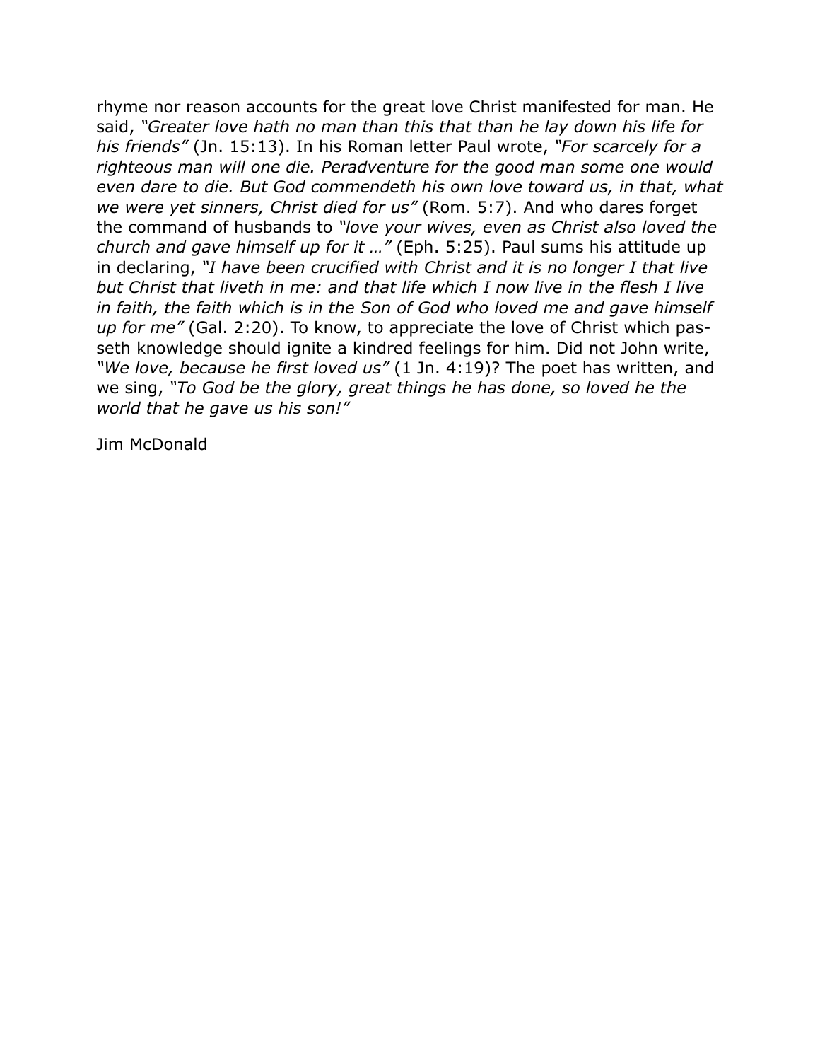rhyme nor reason accounts for the great love Christ manifested for man. He said, *"Greater love hath no man than this that than he lay down his life for his friends"* (Jn. 15:13). In his Roman letter Paul wrote, *"For scarcely for a righteous man will one die. Peradventure for the good man some one would even dare to die. But God commendeth his own love toward us, in that, what we were yet sinners, Christ died for us"* (Rom. 5:7). And who dares forget the command of husbands to *"love your wives, even as Christ also loved the church and gave himself up for it …"* (Eph. 5:25). Paul sums his attitude up in declaring, *"I have been crucified with Christ and it is no longer I that live but Christ that liveth in me: and that life which I now live in the flesh I live in faith, the faith which is in the Son of God who loved me and gave himself up for me"* (Gal. 2:20). To know, to appreciate the love of Christ which passeth knowledge should ignite a kindred feelings for him. Did not John write, *"We love, because he first loved us"* (1 Jn. 4:19)? The poet has written, and we sing, *"To God be the glory, great things he has done, so loved he the world that he gave us his son!"*

Jim McDonald